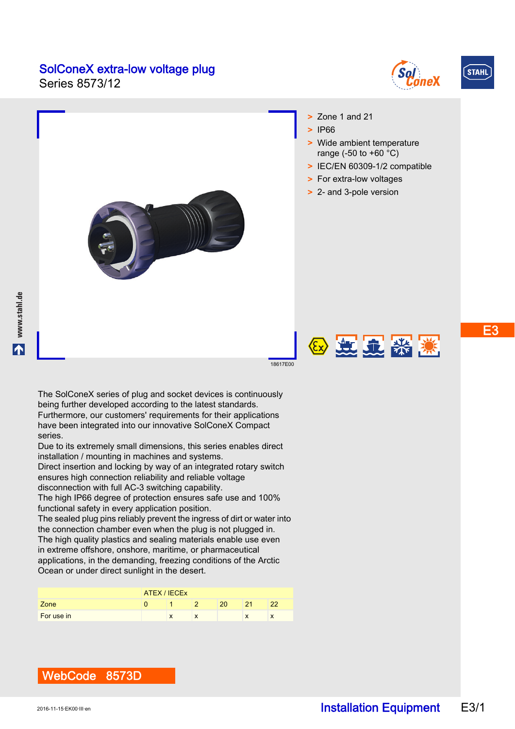# SolConeX extra-low voltage plug

Series 8573/12

- Zone 1 and 21
- IP66
- Wide ambient temperature range (-50 to +60 °C)
- IEC/EN 60309-1/2 compatible
- For extra-low voltages
- 2- and 3-pole version

18617E00

The SolConeX series of plug and socket devices is continuously being further developed according to the latest standards. Furthermore, our customers' requirements for their applications have been integrated into our innovative SolConeX Compact series.
Due to its extremely small dimensions, this series enables direct installation / mounting in machines and systems.
Direct insertion and locking by way of an integrated rotary switch ensures high connection reliability and reliable voltage disconnection with full AC-3 switching capability.
The high IP66 degree of protection ensures safe use and 100% functional safety in every application position.
The sealed plug pins reliably prevent the ingress of dirt or water into the connection chamber even when the plug is not plugged in.
The high quality plastics and sealing materials enable use even in extreme offshore, onshore, maritime, or pharmaceutical applications, in the demanding, freezing conditions of the Arctic Ocean or under direct sunlight in the desert.

| | ATEX / IECEx | | | | | |
|---|---|---|---|---|---|---|
| Zone | 0 | 1 | 2 | 20 | 21 | 22 |
| For use in | | x | x | | x | x |

**WebCode 8573D**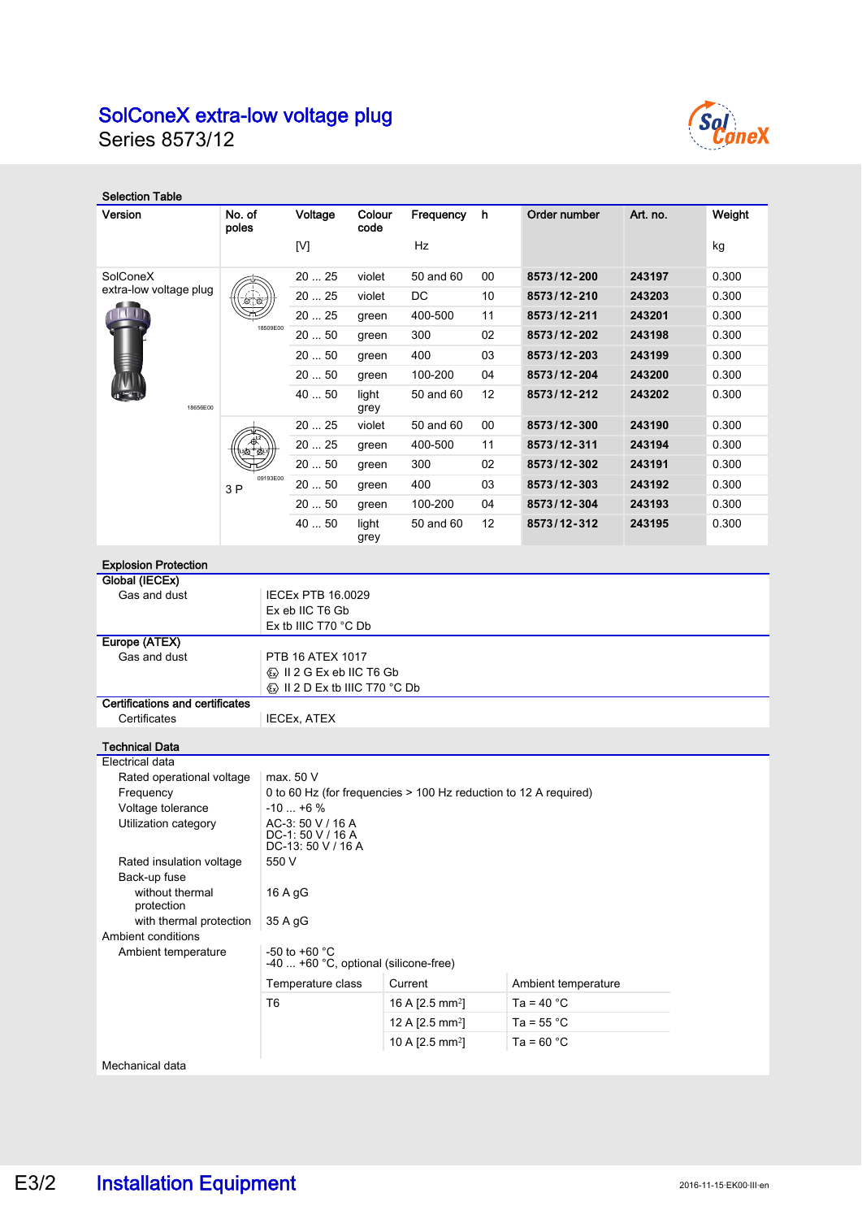# SolConeX extra-low voltage plug

Series 8573/12

## Selection Table

| Version | No. of poles | Voltage [V] | Colour code | Frequency Hz | h | Order number | Art. no. | Weight kg |
|---|---|---|---|---|---|---|---|---|
| SolConeX extra-low voltage plug | | 20 ... 25 | violet | 50 and 60 | 00 | **8573/12-200** | **243197** | 0.300 |
| | | 20 ... 25 | violet | DC | 10 | **8573/12-210** | **243203** | 0.300 |
| | | 20 ... 25 | green | 400-500 | 11 | **8573/12-211** | **243201** | 0.300 |
| | | 20 ... 50 | green | 300 | 02 | **8573/12-202** | **243198** | 0.300 |
| | | 20 ... 50 | green | 400 | 03 | **8573/12-203** | **243199** | 0.300 |
| | | 20 ... 50 | green | 100-200 | 04 | **8573/12-204** | **243200** | 0.300 |
| | | 40 ... 50 | light grey | 50 and 60 | 12 | **8573/12-212** | **243202** | 0.300 |
| | 3 P | 20 ... 25 | violet | 50 and 60 | 00 | **8573/12-300** | **243190** | 0.300 |
| | | 20 ... 25 | green | 400-500 | 11 | **8573/12-311** | **243194** | 0.300 |
| | | 20 ... 50 | green | 300 | 02 | **8573/12-302** | **243191** | 0.300 |
| | | 20 ... 50 | green | 400 | 03 | **8573/12-303** | **243192** | 0.300 |
| | | 20 ... 50 | green | 100-200 | 04 | **8573/12-304** | **243193** | 0.300 |
| | | 40 ... 50 | light grey | 50 and 60 | 12 | **8573/12-312** | **243195** | 0.300 |

## Explosion Protection

**Global (IECEx)**

| | |
|---|---|
| Gas and dust | IECEx PTB 16.0029<br>Ex eb IIC T6 Gb<br>Ex tb IIIC T70 °C Db |

**Europe (ATEX)**

| | |
|---|---|
| Gas and dust | PTB 16 ATEX 1017<br>II 2 G Ex eb IIC T6 Gb<br>II 2 D Ex tb IIIC T70 °C Db |

**Certifications and certificates**

| | |
|---|---|
| Certificates | IECEx, ATEX |

## Technical Data

**Electrical data**

| | |
|---|---|
| Rated operational voltage | max. 50 V |
| Frequency | 0 to 60 Hz (for frequencies > 100 Hz reduction to 12 A required) |
| Voltage tolerance | -10 ... +6 % |
| Utilization category | AC-3: 50 V / 16 A<br>DC-1: 50 V / 16 A<br>DC-13: 50 V / 16 A |
| Rated insulation voltage | 550 V |
| Back-up fuse | |
| without thermal protection | 16 A gG |
| with thermal protection | 35 A gG |

**Ambient conditions**

Ambient temperature: -50 to +60 °C; -40 ... +60 °C, optional (silicone-free)

| Temperature class | Current | Ambient temperature |
|---|---|---|
| T6 | 16 A [2.5 mm²] | Ta = 40 °C |
| | 12 A [2.5 mm²] | Ta = 55 °C |
| | 10 A [2.5 mm²] | Ta = 60 °C |

**Mechanical data**

## Installation Equipment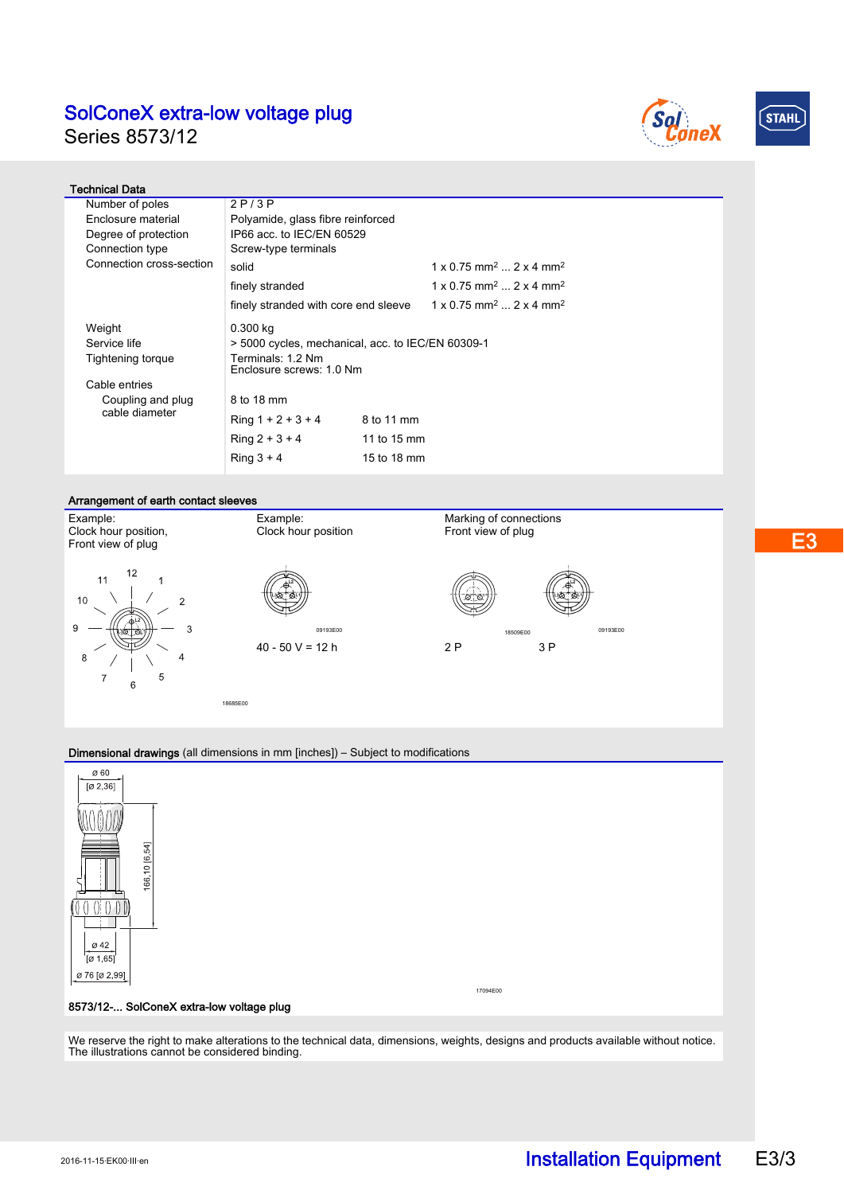# SolConeX extra-low voltage plug
Series 8573/12

## Technical Data

| | | |
|---|---|---|
| Number of poles | 2 P / 3 P | |
| Enclosure material | Polyamide, glass fibre reinforced | |
| Degree of protection | IP66 acc. to IEC/EN 60529 | |
| Connection type | Screw-type terminals | |
| Connection cross-section | solid | 1 x 0.75 mm² ... 2 x 4 mm² |
| | finely stranded | 1 x 0.75 mm² ... 2 x 4 mm² |
| | finely stranded with core end sleeve | 1 x 0.75 mm² ... 2 x 4 mm² |
| Weight | 0.300 kg | |
| Service life | > 5000 cycles, mechanical, acc. to IEC/EN 60309-1 | |
| Tightening torque | Terminals: 1.2 Nm<br>Enclosure screws: 1.0 Nm | |
| Cable entries | | |
| Coupling and plug cable diameter | 8 to 18 mm | |
| | Ring 1 + 2 + 3 + 4 | 8 to 11 mm |
| | Ring 2 + 3 + 4 | 11 to 15 mm |
| | Ring 3 + 4 | 15 to 18 mm |

## Arrangement of earth contact sleeves

Example:
Clock hour position,
Front view of plug

12
1
2
3
4
5
6
7
8
9
10
11

18685E00

Example:
Clock hour position

09193E00

40 - 50 V = 12 h

Marking of connections
Front view of plug

18509E00

09193E00

2 P

3 P

## Dimensional drawings (all dimensions in mm [inches]) – Subject to modifications

ø 60
[ø 2,36]

166,10 [6,54]

ø 42
[ø 1,65]

ø 76 [ø 2,99]

17094E00

8573/12-... SolConeX extra-low voltage plug

We reserve the right to make alterations to the technical data, dimensions, weights, designs and products available without notice.
The illustrations cannot be considered binding.